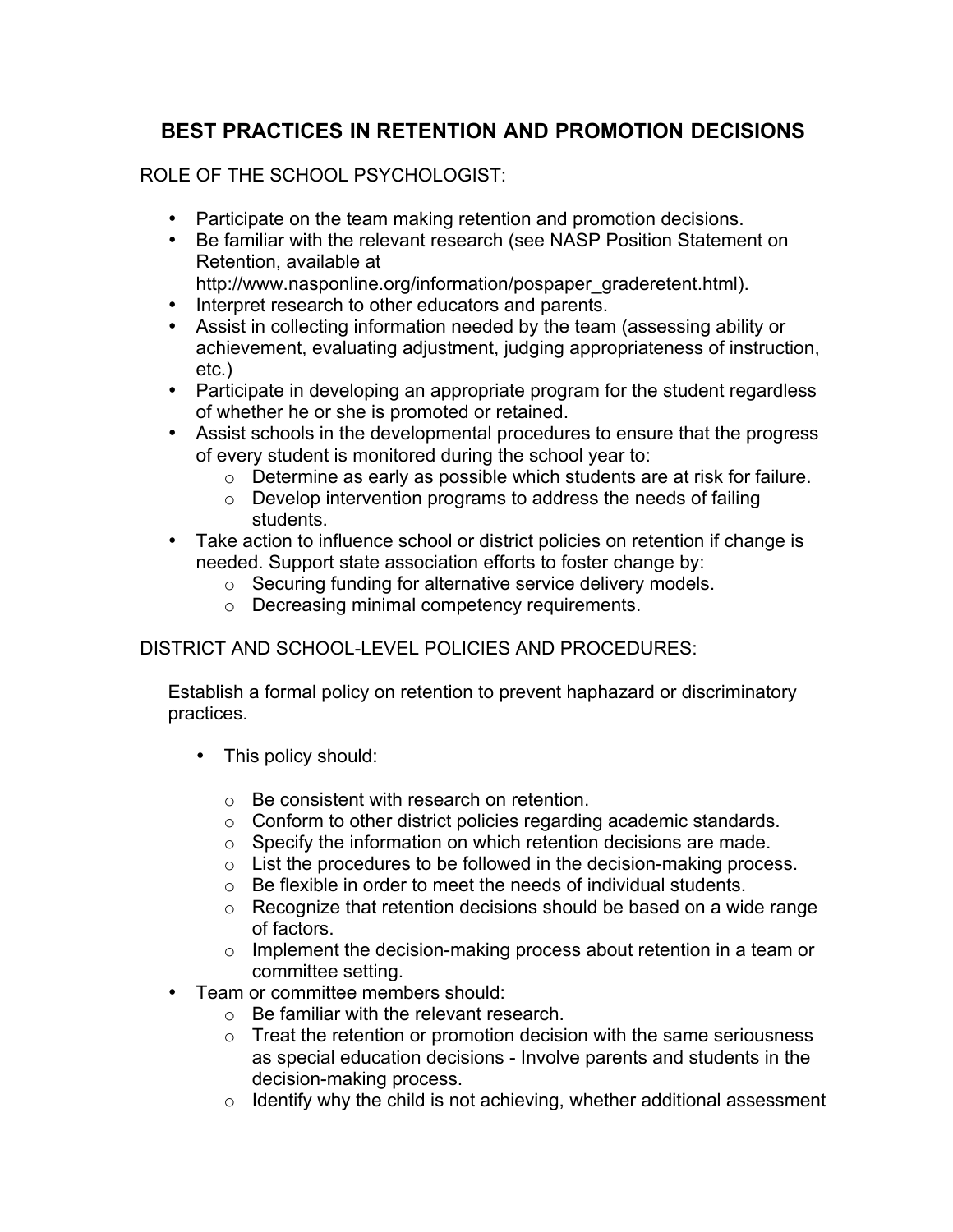# BEST PRACTICES IN RETENTION AND PROMOTION DECISIONS

ROLE OF THE SCHOOL PSYCHOLOGIST:

- Participate on the team making retention and promotion decisions.
- Be familiar with the relevant research (see NASP Position Statement on Retention, available at http://www.nasponline.org/information/pospaper_graderetent.html).
- Interpret research to other educators and parents.
- Assist in collecting information needed by the team (assessing ability or achievement, evaluating adjustment, judging appropriateness of instruction, etc.)
- Participate in developing an appropriate program for the student regardless of whether he or she is promoted or retained.
- Assist schools in the developmental procedures to ensure that the progress of every student is monitored during the school year to:
  - Determine as early as possible which students are at risk for failure.
  - Develop intervention programs to address the needs of failing students.
- Take action to influence school or district policies on retention if change is needed. Support state association efforts to foster change by:
  - Securing funding for alternative service delivery models.
  - Decreasing minimal competency requirements.

DISTRICT AND SCHOOL-LEVEL POLICIES AND PROCEDURES:

Establish a formal policy on retention to prevent haphazard or discriminatory practices.

- This policy should:
  - Be consistent with research on retention.
  - Conform to other district policies regarding academic standards.
  - Specify the information on which retention decisions are made.
  - List the procedures to be followed in the decision-making process.
  - Be flexible in order to meet the needs of individual students.
  - Recognize that retention decisions should be based on a wide range of factors.
  - Implement the decision-making process about retention in a team or committee setting.
- Team or committee members should:
  - Be familiar with the relevant research.
  - Treat the retention or promotion decision with the same seriousness as special education decisions - Involve parents and students in the decision-making process.
  - Identify why the child is not achieving, whether additional assessment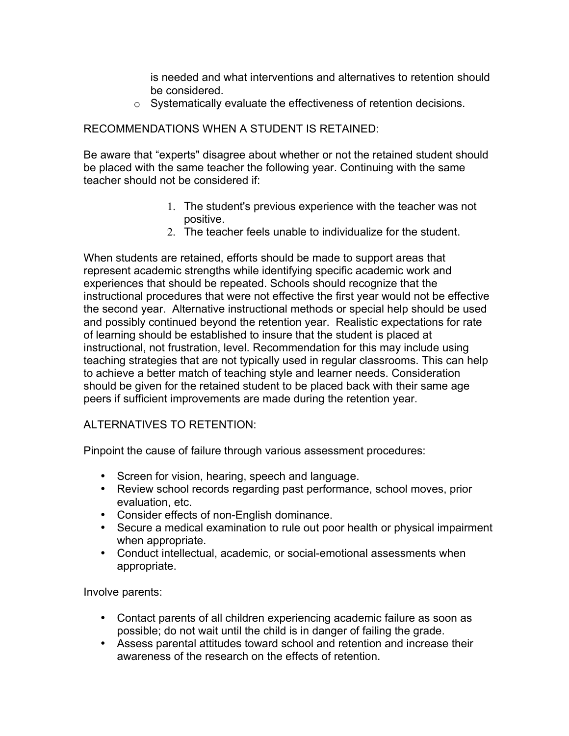is needed and what interventions and alternatives to retention should be considered.

- Systematically evaluate the effectiveness of retention decisions.

RECOMMENDATIONS WHEN A STUDENT IS RETAINED:

Be aware that “experts" disagree about whether or not the retained student should be placed with the same teacher the following year. Continuing with the same teacher should not be considered if:

1. The student's previous experience with the teacher was not positive.
2. The teacher feels unable to individualize for the student.

When students are retained, efforts should be made to support areas that represent academic strengths while identifying specific academic work and experiences that should be repeated. Schools should recognize that the instructional procedures that were not effective the first year would not be effective the second year. Alternative instructional methods or special help should be used and possibly continued beyond the retention year. Realistic expectations for rate of learning should be established to insure that the student is placed at instructional, not frustration, level. Recommendation for this may include using teaching strategies that are not typically used in regular classrooms. This can help to achieve a better match of teaching style and learner needs. Consideration should be given for the retained student to be placed back with their same age peers if sufficient improvements are made during the retention year.

ALTERNATIVES TO RETENTION:

Pinpoint the cause of failure through various assessment procedures:

- Screen for vision, hearing, speech and language.
- Review school records regarding past performance, school moves, prior evaluation, etc.
- Consider effects of non-English dominance.
- Secure a medical examination to rule out poor health or physical impairment when appropriate.
- Conduct intellectual, academic, or social-emotional assessments when appropriate.

Involve parents:

- Contact parents of all children experiencing academic failure as soon as possible; do not wait until the child is in danger of failing the grade.
- Assess parental attitudes toward school and retention and increase their awareness of the research on the effects of retention.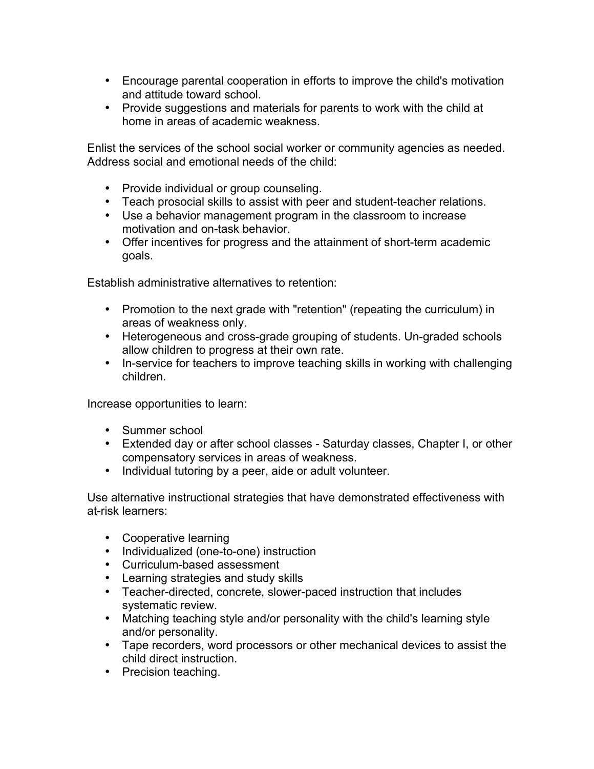- Encourage parental cooperation in efforts to improve the child's motivation and attitude toward school.
- Provide suggestions and materials for parents to work with the child at home in areas of academic weakness.

Enlist the services of the school social worker or community agencies as needed. Address social and emotional needs of the child:

- Provide individual or group counseling.
- Teach prosocial skills to assist with peer and student-teacher relations.
- Use a behavior management program in the classroom to increase motivation and on-task behavior.
- Offer incentives for progress and the attainment of short-term academic goals.

Establish administrative alternatives to retention:

- Promotion to the next grade with "retention" (repeating the curriculum) in areas of weakness only.
- Heterogeneous and cross-grade grouping of students. Un-graded schools allow children to progress at their own rate.
- In-service for teachers to improve teaching skills in working with challenging children.

Increase opportunities to learn:

- Summer school
- Extended day or after school classes - Saturday classes, Chapter I, or other compensatory services in areas of weakness.
- Individual tutoring by a peer, aide or adult volunteer.

Use alternative instructional strategies that have demonstrated effectiveness with at-risk learners:

- Cooperative learning
- Individualized (one-to-one) instruction
- Curriculum-based assessment
- Learning strategies and study skills
- Teacher-directed, concrete, slower-paced instruction that includes systematic review.
- Matching teaching style and/or personality with the child's learning style and/or personality.
- Tape recorders, word processors or other mechanical devices to assist the child direct instruction.
- Precision teaching.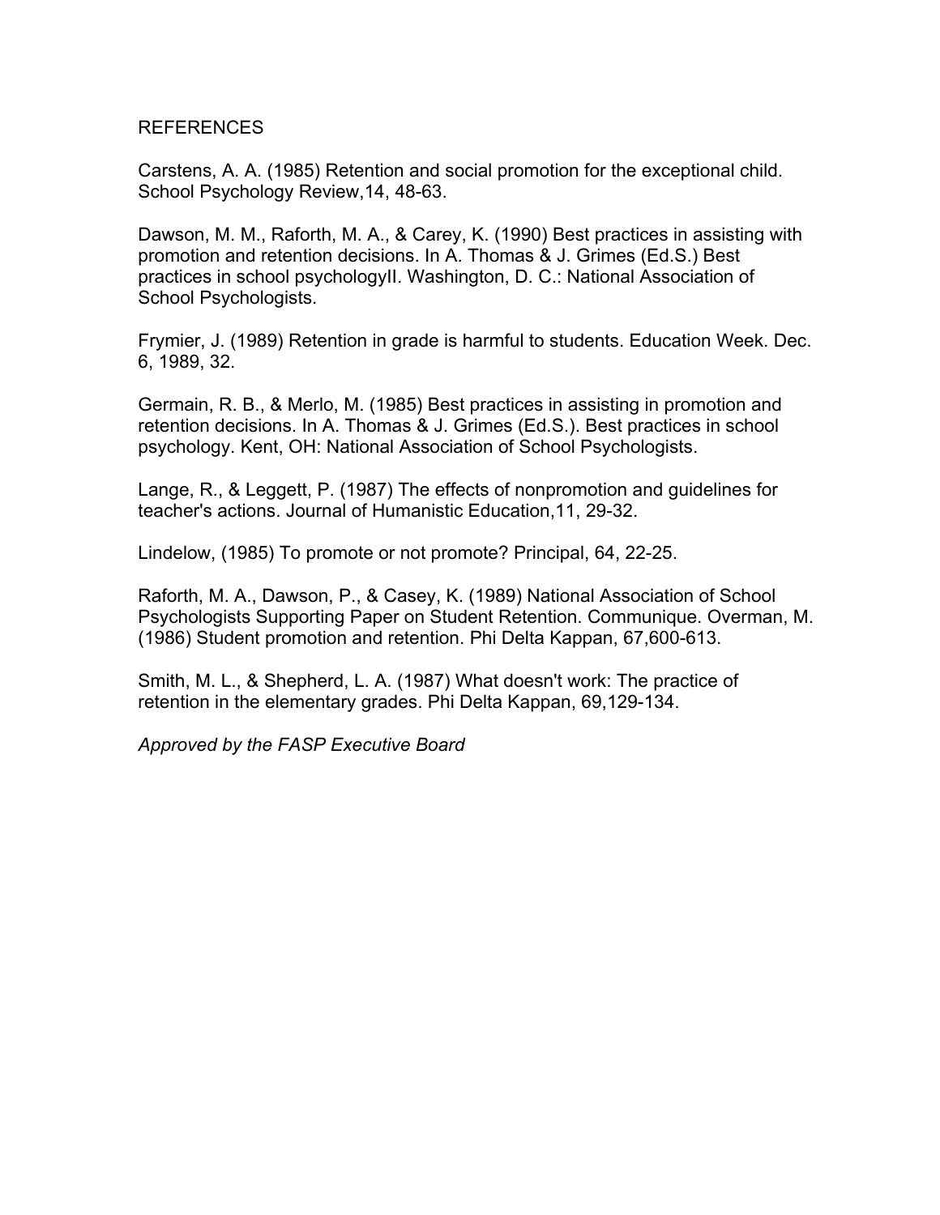REFERENCES

Carstens, A. A. (1985) Retention and social promotion for the exceptional child. School Psychology Review,14, 48-63.

Dawson, M. M., Raforth, M. A., & Carey, K. (1990) Best practices in assisting with promotion and retention decisions. In A. Thomas & J. Grimes (Ed.S.) Best practices in school psychologyII. Washington, D. C.: National Association of School Psychologists.

Frymier, J. (1989) Retention in grade is harmful to students. Education Week. Dec. 6, 1989, 32.

Germain, R. B., & Merlo, M. (1985) Best practices in assisting in promotion and retention decisions. In A. Thomas & J. Grimes (Ed.S.). Best practices in school psychology. Kent, OH: National Association of School Psychologists.

Lange, R., & Leggett, P. (1987) The effects of nonpromotion and guidelines for teacher's actions. Journal of Humanistic Education,11, 29-32.

Lindelow, (1985) To promote or not promote? Principal, 64, 22-25.

Raforth, M. A., Dawson, P., & Casey, K. (1989) National Association of School Psychologists Supporting Paper on Student Retention. Communique. Overman, M. (1986) Student promotion and retention. Phi Delta Kappan, 67,600-613.

Smith, M. L., & Shepherd, L. A. (1987) What doesn't work: The practice of retention in the elementary grades. Phi Delta Kappan, 69,129-134.

*Approved by the FASP Executive Board*